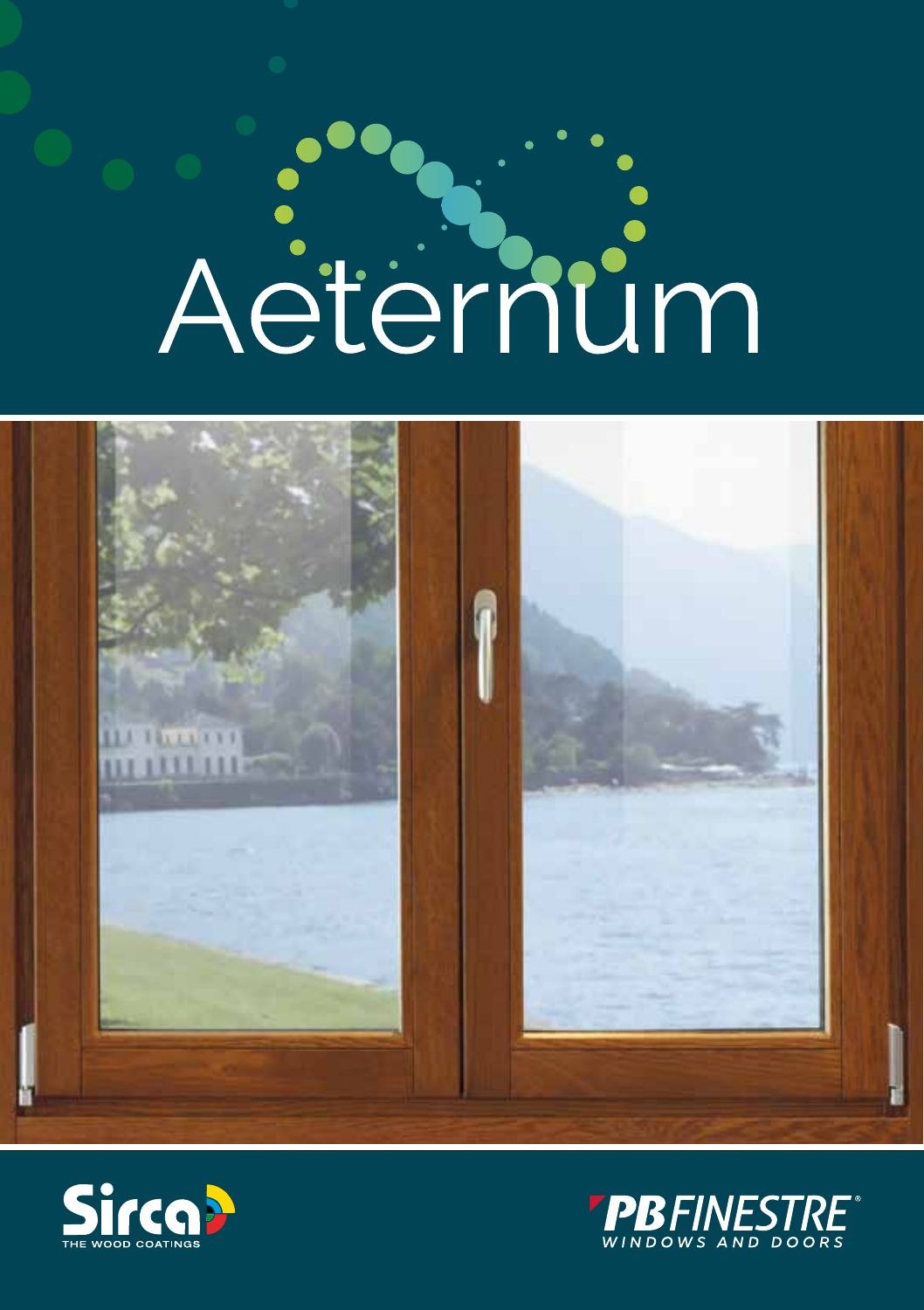# Aeternum

Sirca THE WOOD COATINGS

PB FINESTRE® WINDOWS AND DOORS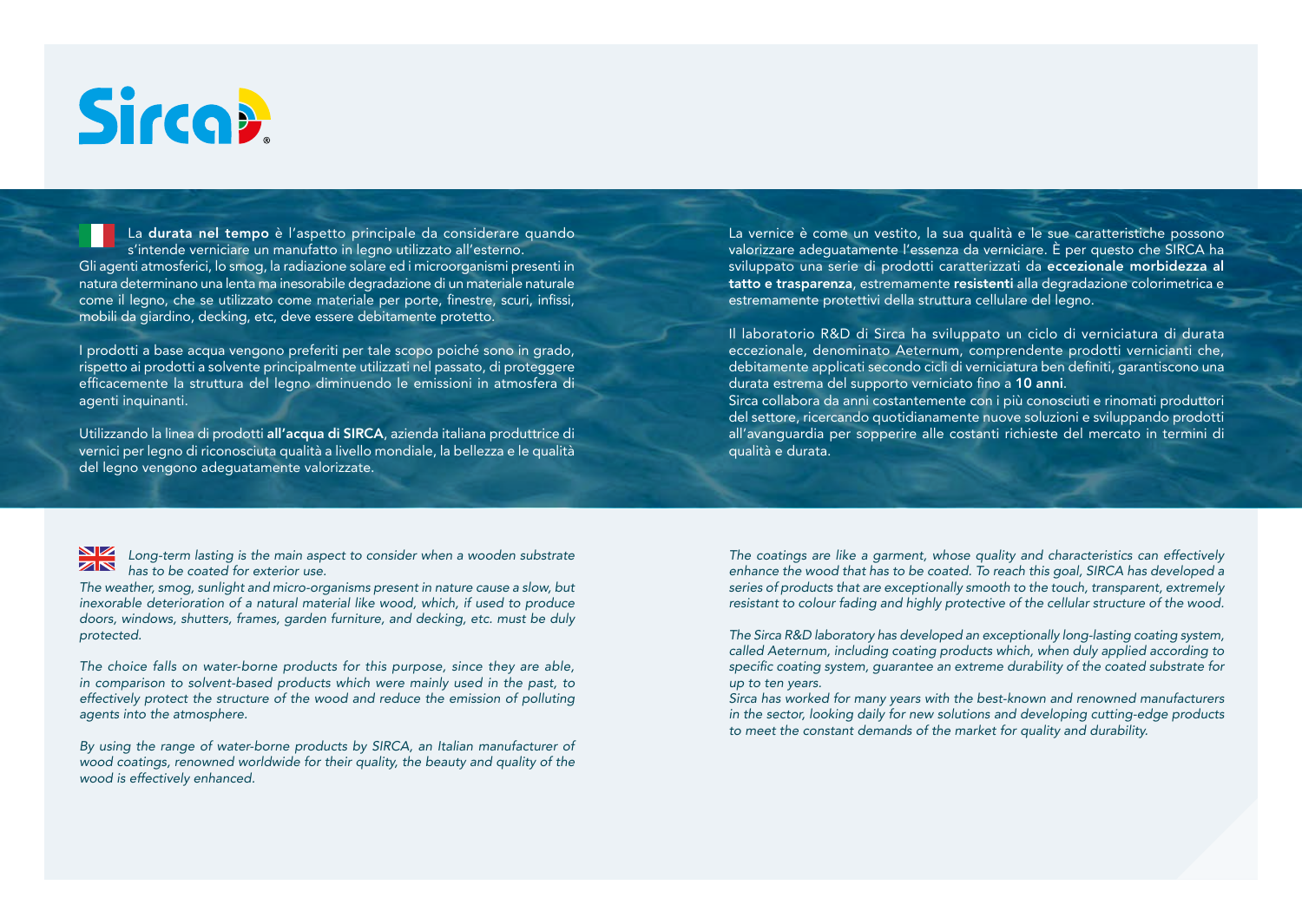# Sirca

La **durata nel tempo** è l'aspetto principale da considerare quando s'intende verniciare un manufatto in legno utilizzato all'esterno.
Gli agenti atmosferici, lo smog, la radiazione solare ed i microorganismi presenti in natura determinano una lenta ma inesorabile degradazione di un materiale naturale come il legno, che se utilizzato come materiale per porte, finestre, scuri, infissi, mobili da giardino, decking, etc, deve essere debitamente protetto.

I prodotti a base acqua vengono preferiti per tale scopo poiché sono in grado, rispetto ai prodotti a solvente principalmente utilizzati nel passato, di proteggere efficacemente la struttura del legno diminuendo le emissioni in atmosfera di agenti inquinanti.

Utilizzando la linea di prodotti **all'acqua di SIRCA**, azienda italiana produttrice di vernici per legno di riconosciuta qualità a livello mondiale, la bellezza e le qualità del legno vengono adeguatamente valorizzate.

La vernice è come un vestito, la sua qualità e le sue caratteristiche possono valorizzare adeguatamente l'essenza da verniciare. È per questo che SIRCA ha sviluppato una serie di prodotti caratterizzati da **eccezionale morbidezza al tatto e trasparenza**, estremamente **resistenti** alla degradazione colorimetrica e estremamente protettivi della struttura cellulare del legno.

Il laboratorio R&D di Sirca ha sviluppato un ciclo di verniciatura di durata eccezionale, denominato Aeternum, comprendente prodotti vernicianti che, debitamente applicati secondo cicli di verniciatura ben definiti, garantiscono una durata estrema del supporto verniciato fino a **10 anni**.
Sirca collabora da anni costantemente con i più conosciuti e rinomati produttori del settore, ricercando quotidianamente nuove soluzioni e sviluppando prodotti all'avanguardia per sopperire alle costanti richieste del mercato in termini di qualità e durata.

*Long-term lasting is the main aspect to consider when a wooden substrate has to be coated for exterior use.*
*The weather, smog, sunlight and micro-organisms present in nature cause a slow, but inexorable deterioration of a natural material like wood, which, if used to produce doors, windows, shutters, frames, garden furniture, and decking, etc. must be duly protected.*

*The choice falls on water-borne products for this purpose, since they are able, in comparison to solvent-based products which were mainly used in the past, to effectively protect the structure of the wood and reduce the emission of polluting agents into the atmosphere.*

*By using the range of water-borne products by SIRCA, an Italian manufacturer of wood coatings, renowned worldwide for their quality, the beauty and quality of the wood is effectively enhanced.*

*The coatings are like a garment, whose quality and characteristics can effectively enhance the wood that has to be coated. To reach this goal, SIRCA has developed a series of products that are exceptionally smooth to the touch, transparent, extremely resistant to colour fading and highly protective of the cellular structure of the wood.*

*The Sirca R&D laboratory has developed an exceptionally long-lasting coating system, called Aeternum, including coating products which, when duly applied according to specific coating system, guarantee an extreme durability of the coated substrate for up to ten years.*
*Sirca has worked for many years with the best-known and renowned manufacturers in the sector, looking daily for new solutions and developing cutting-edge products to meet the constant demands of the market for quality and durability.*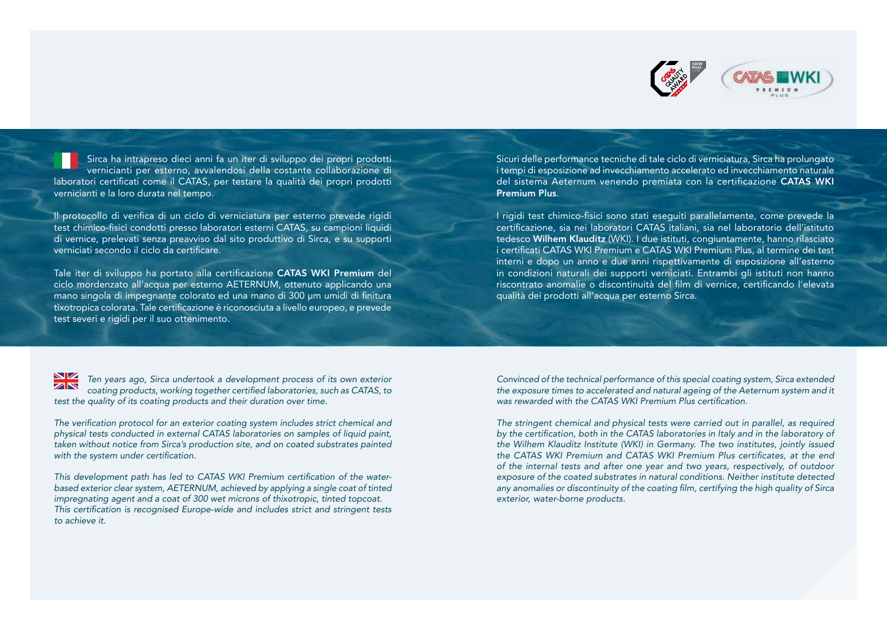Sirca ha intrapreso dieci anni fa un iter di sviluppo dei propri prodotti vernicianti per esterno, avvalendosi della costante collaborazione di laboratori certificati come il CATAS, per testare la qualità dei propri prodotti vernicianti e la loro durata nel tempo.

Il protocollo di verifica di un ciclo di verniciatura per esterno prevede rigidi test chimico-fisici condotti presso laboratori esterni CATAS, su campioni liquidi di vernice, prelevati senza preavviso dal sito produttivo di Sirca, e su supporti verniciati secondo il ciclo da certificare.

Tale iter di sviluppo ha portato alla certificazione **CATAS WKI Premium** del ciclo mordenzato all'acqua per esterno AETERNUM, ottenuto applicando una mano singola di impegnante colorato ed una mano di 300 µm umidi di finitura tixotropica colorata. Tale certificazione è riconosciuta a livello europeo, e prevede test severi e rigidi per il suo ottenimento.

Sicuri delle performance tecniche di tale ciclo di verniciatura, Sirca ha prolungato i tempi di esposizione ad invecchiamento accelerato ed invecchiamento naturale del sistema Aeternum venendo premiata con la certificazione **CATAS WKI Premium Plus**.

I rigidi test chimico-fisici sono stati eseguiti parallelamente, come prevede la certificazione, sia nei laboratori CATAS italiani, sia nel laboratorio dell'istituto tedesco **Wilhem Klauditz** (WKI). I due istituti, congiuntamente, hanno rilasciato i certificati CATAS WKI Premium e CATAS WKI Premium Plus, al termine dei test interni e dopo un anno e due anni rispettivamente di esposizione all'esterno in condizioni naturali dei supporti verniciati. Entrambi gli istituti non hanno riscontrato anomalie o discontinuità del film di vernice, certificando l'elevata qualità dei prodotti all'acqua per esterno Sirca.

*Ten years ago, Sirca undertook a development process of its own exterior coating products, working together certified laboratories, such as CATAS, to test the quality of its coating products and their duration over time.*

*The verification protocol for an exterior coating system includes strict chemical and physical tests conducted in external CATAS laboratories on samples of liquid paint, taken without notice from Sirca's production site, and on coated substrates painted with the system under certification.*

*This development path has led to CATAS WKI Premium certification of the water-based exterior clear system, AETERNUM, achieved by applying a single coat of tinted impregnating agent and a coat of 300 wet microns of thixotropic, tinted topcoat. This certification is recognised Europe-wide and includes strict and stringent tests to achieve it.*

*Convinced of the technical performance of this special coating system, Sirca extended the exposure times to accelerated and natural ageing of the Aeternum system and it was rewarded with the CATAS WKI Premium Plus certification.*

*The stringent chemical and physical tests were carried out in parallel, as required by the certification, both in the CATAS laboratories in Italy and in the laboratory of the Wilhem Klauditz Institute (WKI) in Germany. The two institutes, jointly issued the CATAS WKI Premium and CATAS WKI Premium Plus certificates, at the end of the internal tests and after one year and two years, respectively, of outdoor exposure of the coated substrates in natural conditions. Neither institute detected any anomalies or discontinuity of the coating film, certifying the high quality of Sirca exterior, water-borne products.*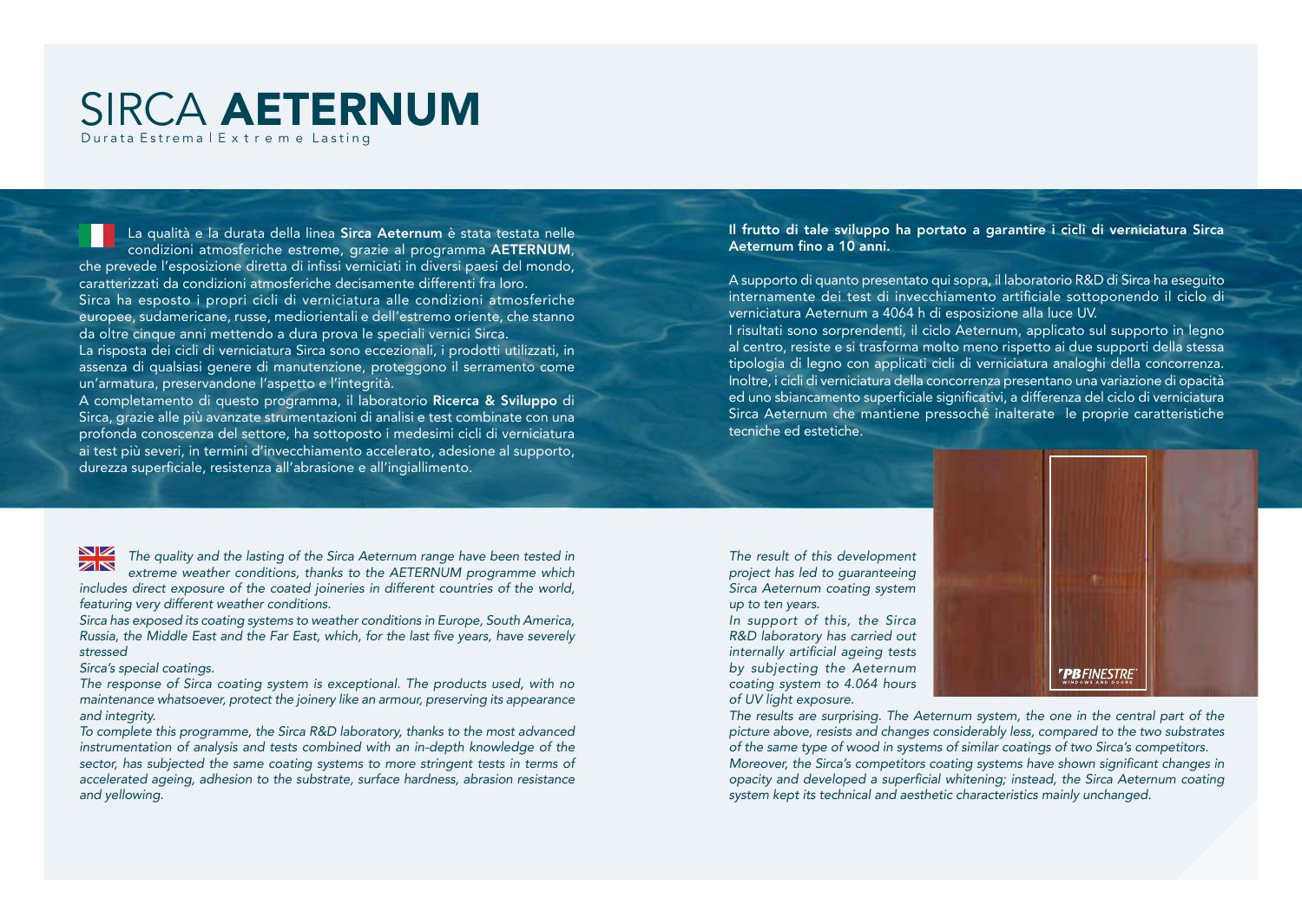# SIRCA **AETERNUM**

Durata Estrema | Extreme Lasting

La qualità e la durata della linea **Sirca Aeternum** è stata testata nelle condizioni atmosferiche estreme, grazie al programma **AETERNUM**, che prevede l'esposizione diretta di infissi verniciati in diversi paesi del mondo, caratterizzati da condizioni atmosferiche decisamente differenti fra loro.
Sirca ha esposto i propri cicli di verniciatura alle condizioni atmosferiche europee, sudamericane, russe, mediorientali e dell'estremo oriente, che stanno da oltre cinque anni mettendo a dura prova le speciali vernici Sirca.
La risposta dei cicli di verniciatura Sirca sono eccezionali, i prodotti utilizzati, in assenza di qualsiasi genere di manutenzione, proteggono il serramento come un'armatura, preservandone l'aspetto e l'integrità.
A completamento di questo programma, il laboratorio **Ricerca & Sviluppo** di Sirca, grazie alle più avanzate strumentazioni di analisi e test combinate con una profonda conoscenza del settore, ha sottoposto i medesimi cicli di verniciatura ai test più severi, in termini d'invecchiamento accelerato, adesione al supporto, durezza superficiale, resistenza all'abrasione e all'ingiallimento.

**Il frutto di tale sviluppo ha portato a garantire i cicli di verniciatura Sirca Aeternum fino a 10 anni.**

A supporto di quanto presentato qui sopra, il laboratorio R&D di Sirca ha eseguito internamente dei test di invecchiamento artificiale sottoponendo il ciclo di verniciatura Aeternum a 4064 h di esposizione alla luce UV.
I risultati sono sorprendenti, il ciclo Aeternum, applicato sul supporto in legno al centro, resiste e si trasforma molto meno rispetto ai due supporti della stessa tipologia di legno con applicati cicli di verniciatura analoghi della concorrenza. Inoltre, i cicli di verniciatura della concorrenza presentano una variazione di opacità ed uno sbiancamento superficiale significativi, a differenza del ciclo di verniciatura Sirca Aeternum che mantiene pressoché inalterate le proprie caratteristiche tecniche ed estetiche.

*The quality and the lasting of the Sirca Aeternum range have been tested in extreme weather conditions, thanks to the AETERNUM programme which includes direct exposure of the coated joineries in different countries of the world, featuring very different weather conditions.*
*Sirca has exposed its coating systems to weather conditions in Europe, South America, Russia, the Middle East and the Far East, which, for the last five years, have severely stressed*
*Sirca's special coatings.*
*The response of Sirca coating system is exceptional. The products used, with no maintenance whatsoever, protect the joinery like an armour, preserving its appearance and integrity.*
*To complete this programme, the Sirca R&D laboratory, thanks to the most advanced instrumentation of analysis and tests combined with an in-depth knowledge of the sector, has subjected the same coating systems to more stringent tests in terms of accelerated ageing, adhesion to the substrate, surface hardness, abrasion resistance and yellowing.*

*The result of this development project has led to guaranteeing Sirca Aeternum coating system up to ten years.*
*In support of this, the Sirca R&D laboratory has carried out internally artificial ageing tests by subjecting the Aeternum coating system to 4.064 hours of UV light exposure.*
*The results are surprising. The Aeternum system, the one in the central part of the picture above, resists and changes considerably less, compared to the two substrates of the same type of wood in systems of similar coatings of two Sirca's competitors.*
*Moreover, the Sirca's competitors coating systems have shown significant changes in opacity and developed a superficial whitening; instead, the Sirca Aeternum coating system kept its technical and aesthetic characteristics mainly unchanged.*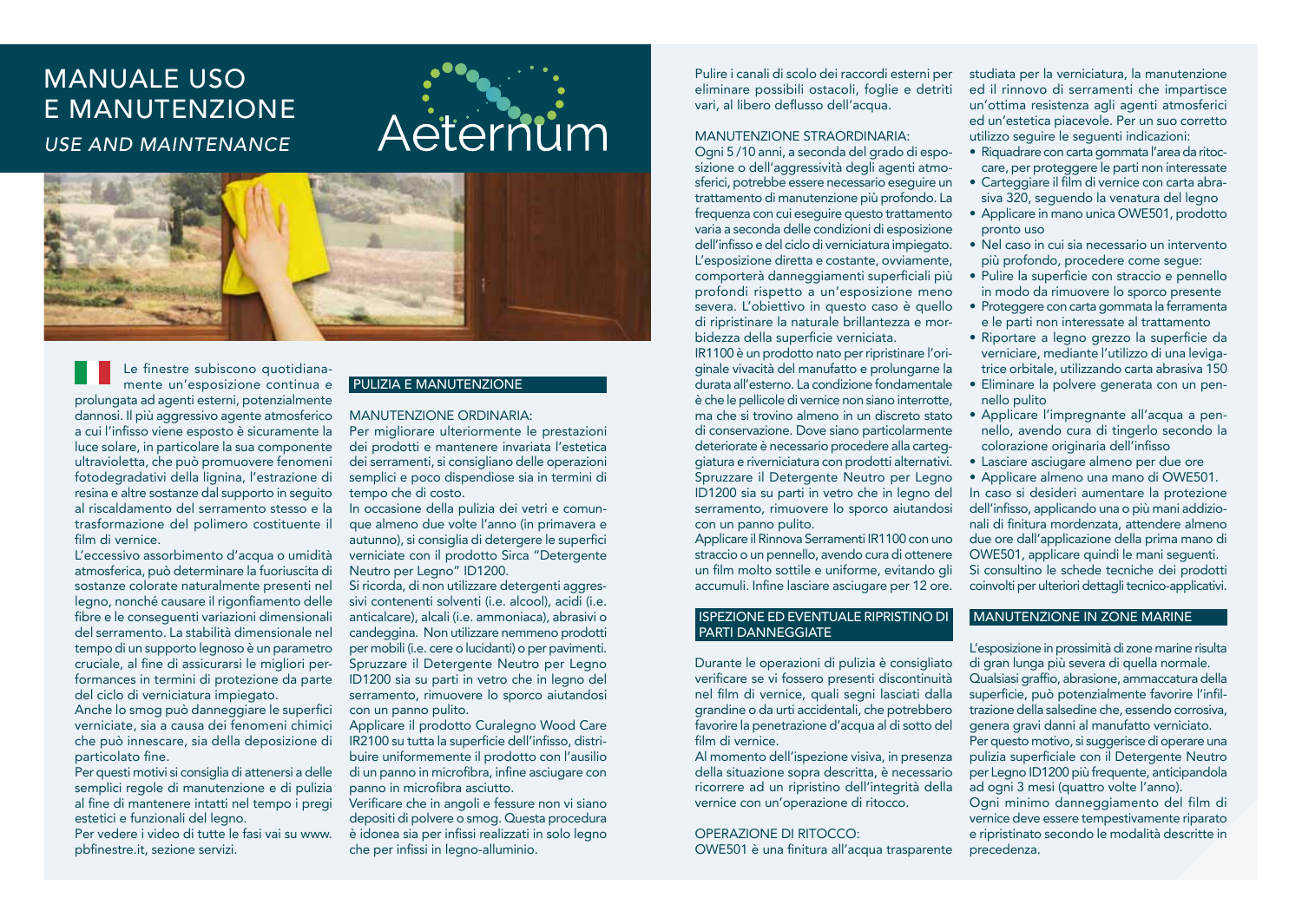# MANUALE USO E MANUTENZIONE

*USE AND MAINTENANCE*

Aeternum

Le finestre subiscono quotidianamente un'esposizione continua e prolungata ad agenti esterni, potenzialmente dannosi. Il più aggressivo agente atmosferico a cui l'infisso viene esposto è sicuramente la luce solare, in particolare la sua componente ultravioletta, che può promuovere fenomeni fotodegradativi della lignina, l'estrazione di resina e altre sostanze dal supporto in seguito al riscaldamento del serramento stesso e la trasformazione del polimero costituente il film di vernice.

L'eccessivo assorbimento d'acqua o umidità atmosferica, può determinare la fuoriuscita di sostanze colorate naturalmente presenti nel legno, nonché causare il rigonfiamento delle fibre e le conseguenti variazioni dimensionali del serramento. La stabilità dimensionale nel tempo di un supporto legnoso è un parametro cruciale, al fine di assicurarsi le migliori performances in termini di protezione da parte del ciclo di verniciatura impiegato.

Anche lo smog può danneggiare le superfici verniciate, sia a causa dei fenomeni chimici che può innescare, sia della deposizione di particolato fine.

Per questi motivi si consiglia di attenersi a delle semplici regole di manutenzione e di pulizia al fine di mantenere intatti nel tempo i pregi estetici e funzionali del legno.

Per vedere i video di tutte le fasi vai su www.pbfinestre.it, sezione servizi.

## PULIZIA E MANUTENZIONE

MANUTENZIONE ORDINARIA:

Per migliorare ulteriormente le prestazioni dei prodotti e mantenere invariata l'estetica dei serramenti, si consigliano delle operazioni semplici e poco dispendiose sia in termini di tempo che di costo.

In occasione della pulizia dei vetri e comunque almeno due volte l'anno (in primavera e autunno), si consiglia di detergere le superfici verniciate con il prodotto Sirca "Detergente Neutro per Legno" ID1200.

Si ricorda, di non utilizzare detergenti aggressivi contenenti solventi (i.e. alcool), acidi (i.e. anticalcare), alcali (i.e. ammoniaca), abrasivi o candeggina. Non utilizzare nemmeno prodotti per mobili (i.e. cere o lucidanti) o per pavimenti. Spruzzare il Detergente Neutro per Legno ID1200 sia su parti in vetro che in legno del serramento, rimuovere lo sporco aiutandosi con un panno pulito.

Applicare il prodotto Curalegno Wood Care IR2100 su tutta la superficie dell'infisso, distribuire uniformemente il prodotto con l'ausilio di un panno in microfibra, infine asciugare con panno in microfibra asciutto.

Verificare che in angoli e fessure non vi siano depositi di polvere o smog. Questa procedura è idonea sia per infissi realizzati in solo legno che per infissi in legno-alluminio.

Pulire i canali di scolo dei raccordi esterni per eliminare possibili ostacoli, foglie e detriti vari, al libero deflusso dell'acqua.

MANUTENZIONE STRAORDINARIA:

Ogni 5 /10 anni, a seconda del grado di esposizione o dell'aggressività degli agenti atmosferici, potrebbe essere necessario eseguire un trattamento di manutenzione più profondo. La frequenza con cui eseguire questo trattamento varia a seconda delle condizioni di esposizione dell'infisso e del ciclo di verniciatura impiegato. L'esposizione diretta e costante, ovviamente, comporterà danneggiamenti superficiali più profondi rispetto a un'esposizione meno severa. L'obiettivo in questo caso è quello di ripristinare la naturale brillantezza e morbidezza della superficie verniciata.

IR1100 è un prodotto nato per ripristinare l'originale vivacità del manufatto e prolungarne la durata all'esterno. La condizione fondamentale è che le pellicole di vernice non siano interrotte, ma che si trovino almeno in un discreto stato di conservazione. Dove siano particolarmente deteriorate è necessario procedere alla carteggiatura e riverniciatura con prodotti alternativi. Spruzzare il Detergente Neutro per Legno ID1200 sia su parti in vetro che in legno del serramento, rimuovere lo sporco aiutandosi con un panno pulito.

Applicare il Rinnova Serramenti IR1100 con uno straccio o un pennello, avendo cura di ottenere un film molto sottile e uniforme, evitando gli accumuli. Infine lasciare asciugare per 12 ore.

## ISPEZIONE ED EVENTUALE RIPRISTINO DI PARTI DANNEGGIATE

Durante le operazioni di pulizia è consigliato verificare se vi fossero presenti discontinuità nel film di vernice, quali segni lasciati dalla grandine o da urti accidentali, che potrebbero favorire la penetrazione d'acqua al di sotto del film di vernice.

Al momento dell'ispezione visiva, in presenza della situazione sopra descritta, è necessario ricorrere ad un ripristino dell'integrità della vernice con un'operazione di ritocco.

OPERAZIONE DI RITOCCO:

OWE501 è una finitura all'acqua trasparente studiata per la verniciatura, la manutenzione ed il rinnovo di serramenti che impartisce un'ottima resistenza agli agenti atmosferici ed un'estetica piacevole. Per un suo corretto utilizzo seguire le seguenti indicazioni:

- Riquadrare con carta gommata l'area da ritoccare, per proteggere le parti non interessate
- Carteggiare il film di vernice con carta abrasiva 320, seguendo la venatura del legno
- Applicare in mano unica OWE501, prodotto pronto uso
- Nel caso in cui sia necessario un intervento più profondo, procedere come segue:
- Pulire la superficie con straccio e pennello in modo da rimuovere lo sporco presente
- Proteggere con carta gommata la ferramenta e le parti non interessate al trattamento
- Riportare a legno grezzo la superficie da verniciare, mediante l'utilizzo di una levigatrice orbitale, utilizzando carta abrasiva 150
- Eliminare la polvere generata con un pennello pulito
- Applicare l'impregnante all'acqua a pennello, avendo cura di tingerlo secondo la colorazione originaria dell'infisso
- Lasciare asciugare almeno per due ore
- Applicare almeno una mano di OWE501.

In caso si desideri aumentare la protezione dell'infisso, applicando una o più mani addizionali di finitura mordenzata, attendere almeno due ore dall'applicazione della prima mano di OWE501, applicare quindi le mani seguenti. Si consultino le schede tecniche dei prodotti coinvolti per ulteriori dettagli tecnico-applicativi.

## MANUTENZIONE IN ZONE MARINE

L'esposizione in prossimità di zone marine risulta di gran lunga più severa di quella normale. Qualsiasi graffio, abrasione, ammaccatura della superficie, può potenzialmente favorire l'infiltrazione della salsedine che, essendo corrosiva, genera gravi danni al manufatto verniciato.

Per questo motivo, si suggerisce di operare una pulizia superficiale con il Detergente Neutro per Legno ID1200 più frequente, anticipandola ad ogni 3 mesi (quattro volte l'anno).

Ogni minimo danneggiamento del film di vernice deve essere tempestivamente riparato e ripristinato secondo le modalità descritte in precedenza.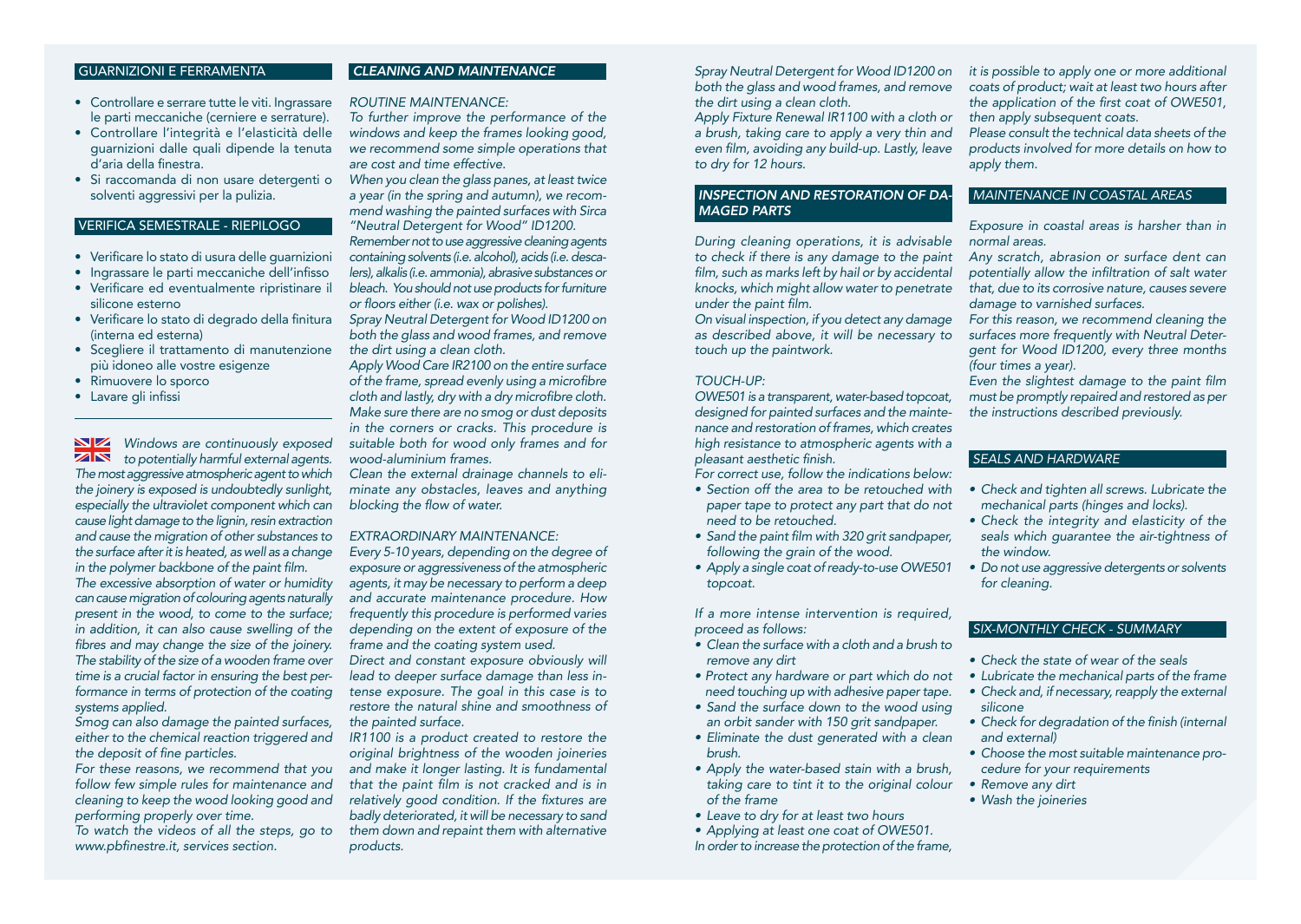## GUARNIZIONI E FERRAMENTA

- Controllare e serrare tutte le viti. Ingrassare le parti meccaniche (cerniere e serrature).
- Controllare l'integrità e l'elasticità delle guarnizioni dalle quali dipende la tenuta d'aria della finestra.
- Si raccomanda di non usare detergenti o solventi aggressivi per la pulizia.

## VERIFICA SEMESTRALE - RIEPILOGO

- Verificare lo stato di usura delle guarnizioni
- Ingrassare le parti meccaniche dell'infisso
- Verificare ed eventualmente ripristinare il silicone esterno
- Verificare lo stato di degrado della finitura (interna ed esterna)
- Scegliere il trattamento di manutenzione più idoneo alle vostre esigenze
- Rimuovere lo sporco
- Lavare gli infissi

---

*Windows are continuously exposed to potentially harmful external agents. The most aggressive atmospheric agent to which the joinery is exposed is undoubtedly sunlight, especially the ultraviolet component which can cause light damage to the lignin, resin extraction and cause the migration of other substances to the surface after it is heated, as well as a change in the polymer backbone of the paint film.*

*The excessive absorption of water or humidity can cause migration of colouring agents naturally present in the wood, to come to the surface; in addition, it can also cause swelling of the fibres and may change the size of the joinery. The stability of the size of a wooden frame over time is a crucial factor in ensuring the best performance in terms of protection of the coating systems applied.*

*Smog can also damage the painted surfaces, either to the chemical reaction triggered and the deposit of fine particles.*

*For these reasons, we recommend that you follow few simple rules for maintenance and cleaning to keep the wood looking good and performing properly over time.*

*To watch the videos of all the steps, go to www.pbfinestre.it, services section.*

## *CLEANING AND MAINTENANCE*

*ROUTINE MAINTENANCE:*

*To further improve the performance of the windows and keep the frames looking good, we recommend some simple operations that are cost and time effective.*

*When you clean the glass panes, at least twice a year (in the spring and autumn), we recommend washing the painted surfaces with Sirca "Neutral Detergent for Wood" ID1200.*

*Remember not to use aggressive cleaning agents containing solvents (i.e. alcohol), acids (i.e. descalers), alkalis (i.e. ammonia), abrasive substances or bleach. You should not use products for furniture or floors either (i.e. wax or polishes).*

*Spray Neutral Detergent for Wood ID1200 on both the glass and wood frames, and remove the dirt using a clean cloth.*

*Apply Wood Care IR2100 on the entire surface of the frame, spread evenly using a microfibre cloth and lastly, dry with a dry microfibre cloth. Make sure there are no smog or dust deposits in the corners or cracks. This procedure is suitable both for wood only frames and for wood-aluminium frames.*

*Clean the external drainage channels to eliminate any obstacles, leaves and anything blocking the flow of water.*

*EXTRAORDINARY MAINTENANCE:*

*Every 5-10 years, depending on the degree of exposure or aggressiveness of the atmospheric agents, it may be necessary to perform a deep and accurate maintenance procedure. How frequently this procedure is performed varies depending on the extent of exposure of the frame and the coating system used.*

*Direct and constant exposure obviously will lead to deeper surface damage than less intense exposure. The goal in this case is to restore the natural shine and smoothness of the painted surface.*

*IR1100 is a product created to restore the original brightness of the wooden joineries and make it longer lasting. It is fundamental that the paint film is not cracked and is in relatively good condition. If the fixtures are badly deteriorated, it will be necessary to sand them down and repaint them with alternative products.*

*Spray Neutral Detergent for Wood ID1200 on both the glass and wood frames, and remove the dirt using a clean cloth.*

*Apply Fixture Renewal IR1100 with a cloth or a brush, taking care to apply a very thin and even film, avoiding any build-up. Lastly, leave to dry for 12 hours.*

## *INSPECTION AND RESTORATION OF DAMAGED PARTS*

*During cleaning operations, it is advisable to check if there is any damage to the paint film, such as marks left by hail or by accidental knocks, which might allow water to penetrate under the paint film.*

*On visual inspection, if you detect any damage as described above, it will be necessary to touch up the paintwork.*

*TOUCH-UP:*

*OWE501 is a transparent, water-based topcoat, designed for painted surfaces and the maintenance and restoration of frames, which creates high resistance to atmospheric agents with a pleasant aesthetic finish.*

*For correct use, follow the indications below:*

- *Section off the area to be retouched with paper tape to protect any part that do not need to be retouched.*
- *Sand the paint film with 320 grit sandpaper, following the grain of the wood.*
- *Apply a single coat of ready-to-use OWE501 topcoat.*

*If a more intense intervention is required, proceed as follows:*

- *Clean the surface with a cloth and a brush to remove any dirt*
- *Protect any hardware or part which do not need touching up with adhesive paper tape.*
- *Sand the surface down to the wood using an orbit sander with 150 grit sandpaper.*
- *Eliminate the dust generated with a clean brush.*
- *Apply the water-based stain with a brush, taking care to tint it to the original colour of the frame*
- *Leave to dry for at least two hours*
- *Applying at least one coat of OWE501.*

*In order to increase the protection of the frame, it is possible to apply one or more additional coats of product; wait at least two hours after the application of the first coat of OWE501, then apply subsequent coats.*

*Please consult the technical data sheets of the products involved for more details on how to apply them.*

## *MAINTENANCE IN COASTAL AREAS*

*Exposure in coastal areas is harsher than in normal areas.*

*Any scratch, abrasion or surface dent can potentially allow the infiltration of salt water that, due to its corrosive nature, causes severe damage to varnished surfaces.*

*For this reason, we recommend cleaning the surfaces more frequently with Neutral Detergent for Wood ID1200, every three months (four times a year).*

*Even the slightest damage to the paint film must be promptly repaired and restored as per the instructions described previously.*

## *SEALS AND HARDWARE*

- *Check and tighten all screws. Lubricate the mechanical parts (hinges and locks).*
- *Check the integrity and elasticity of the seals which guarantee the air-tightness of the window.*
- *Do not use aggressive detergents or solvents for cleaning.*

## *SIX-MONTHLY CHECK - SUMMARY*

- *Check the state of wear of the seals*
- *Lubricate the mechanical parts of the frame*
- *Check and, if necessary, reapply the external silicone*
- *Check for degradation of the finish (internal and external)*
- *Choose the most suitable maintenance procedure for your requirements*
- *Remove any dirt*
- *Wash the joineries*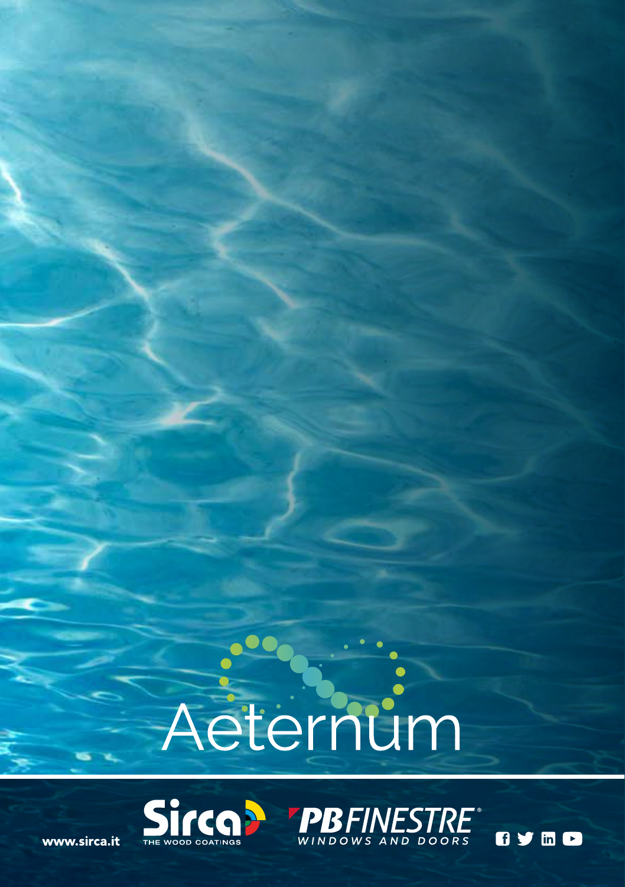# Aeternum

www.sirca.it

Sirca THE WOOD COATINGS

PB FINESTRE® WINDOWS AND DOORS